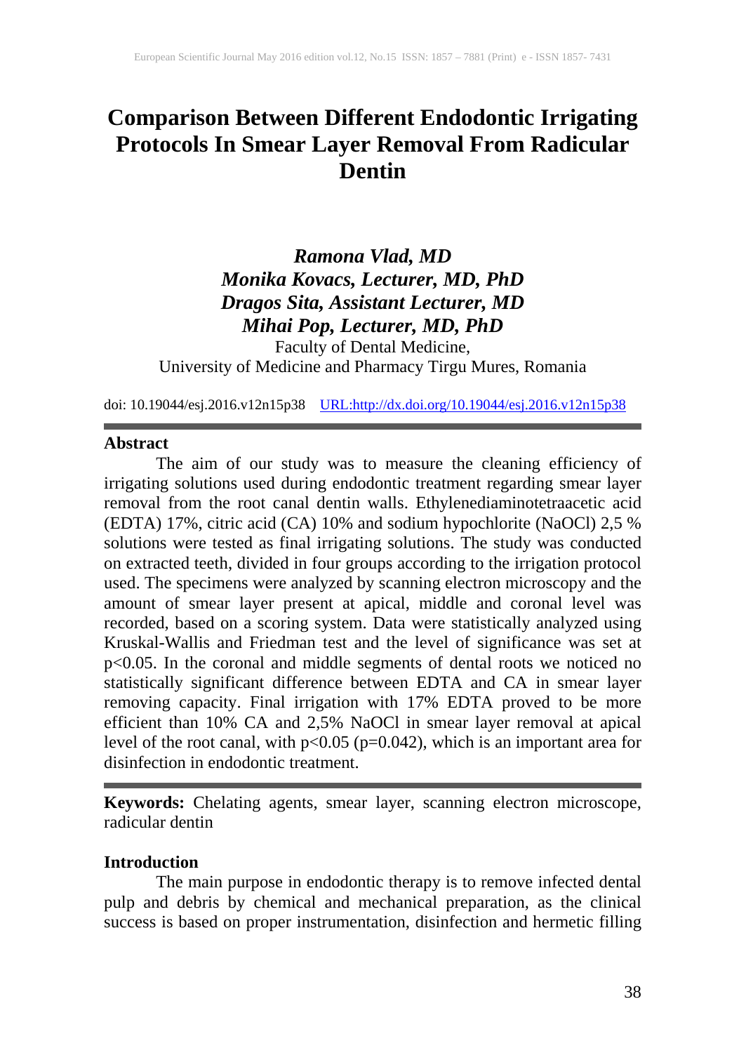# Comparison Between Different Endodontic Irrigating Protocols In Smear Layer Removal From Radicular Dentin

***Ramona Vlad, MD***
***Monika Kovacs, Lecturer, MD, PhD***
***Dragos Sita, Assistant Lecturer, MD***
***Mihai Pop, Lecturer, MD, PhD***

Faculty of Dental Medicine,
University of Medicine and Pharmacy Tirgu Mures, Romania

doi: 10.19044/esj.2016.v12n15p38 [URL:http://dx.doi.org/10.19044/esj.2016.v12n15p38](http://dx.doi.org/10.19044/esj.2016.v12n15p38)

## Abstract

The aim of our study was to measure the cleaning efficiency of irrigating solutions used during endodontic treatment regarding smear layer removal from the root canal dentin walls. Ethylenediaminotetraacetic acid (EDTA) 17%, citric acid (CA) 10% and sodium hypochlorite (NaOCl) 2,5 % solutions were tested as final irrigating solutions. The study was conducted on extracted teeth, divided in four groups according to the irrigation protocol used. The specimens were analyzed by scanning electron microscopy and the amount of smear layer present at apical, middle and coronal level was recorded, based on a scoring system. Data were statistically analyzed using Kruskal-Wallis and Friedman test and the level of significance was set at $p<0.05$. In the coronal and middle segments of dental roots we noticed no statistically significant difference between EDTA and CA in smear layer removing capacity. Final irrigation with 17% EDTA proved to be more efficient than 10% CA and 2,5% NaOCl in smear layer removal at apical level of the root canal, with $p<0.05$ ($p=0.042$), which is an important area for disinfection in endodontic treatment.

**Keywords:** Chelating agents, smear layer, scanning electron microscope, radicular dentin

## Introduction

The main purpose in endodontic therapy is to remove infected dental pulp and debris by chemical and mechanical preparation, as the clinical success is based on proper instrumentation, disinfection and hermetic filling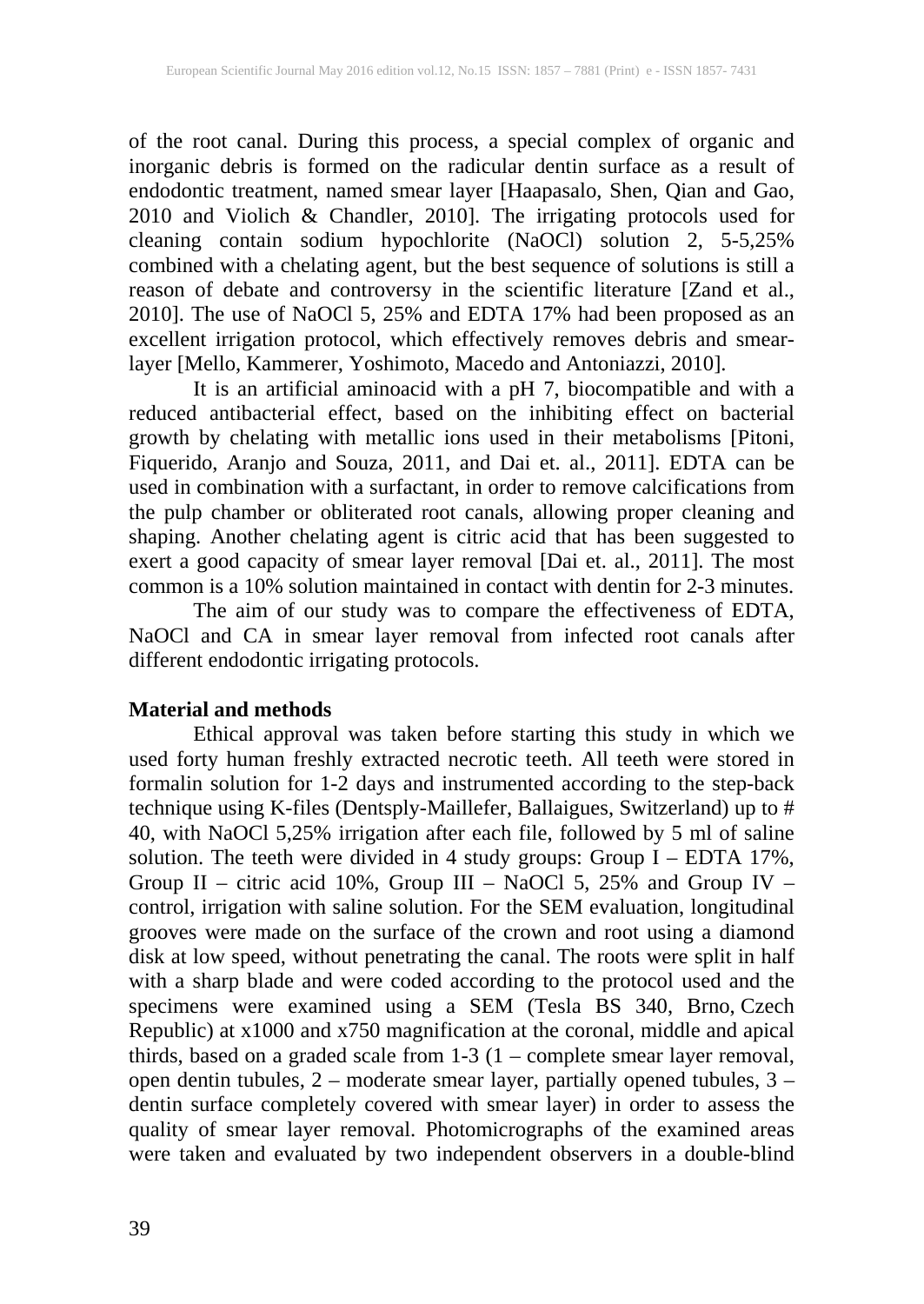of the root canal. During this process, a special complex of organic and inorganic debris is formed on the radicular dentin surface as a result of endodontic treatment, named smear layer [Haapasalo, Shen, Qian and Gao, 2010 and Violich & Chandler, 2010]. The irrigating protocols used for cleaning contain sodium hypochlorite (NaOCl) solution 2, 5-5,25% combined with a chelating agent, but the best sequence of solutions is still a reason of debate and controversy in the scientific literature [Zand et al., 2010]. The use of NaOCl 5, 25% and EDTA 17% had been proposed as an excellent irrigation protocol, which effectively removes debris and smear-layer [Mello, Kammerer, Yoshimoto, Macedo and Antoniazzi, 2010].

It is an artificial aminoacid with a pH 7, biocompatible and with a reduced antibacterial effect, based on the inhibiting effect on bacterial growth by chelating with metallic ions used in their metabolisms [Pitoni, Fiquerido, Aranjo and Souza, 2011, and Dai et. al., 2011]. EDTA can be used in combination with a surfactant, in order to remove calcifications from the pulp chamber or obliterated root canals, allowing proper cleaning and shaping. Another chelating agent is citric acid that has been suggested to exert a good capacity of smear layer removal [Dai et. al., 2011]. The most common is a 10% solution maintained in contact with dentin for 2-3 minutes.

The aim of our study was to compare the effectiveness of EDTA, NaOCl and CA in smear layer removal from infected root canals after different endodontic irrigating protocols.

## Material and methods

Ethical approval was taken before starting this study in which we used forty human freshly extracted necrotic teeth. All teeth were stored in formalin solution for 1-2 days and instrumented according to the step-back technique using K-files (Dentsply-Maillefer, Ballaigues, Switzerland) up to # 40, with NaOCl 5,25% irrigation after each file, followed by 5 ml of saline solution. The teeth were divided in 4 study groups: Group I – EDTA 17%, Group II – citric acid 10%, Group III – NaOCl 5, 25% and Group IV – control, irrigation with saline solution. For the SEM evaluation, longitudinal grooves were made on the surface of the crown and root using a diamond disk at low speed, without penetrating the canal. The roots were split in half with a sharp blade and were coded according to the protocol used and the specimens were examined using a SEM (Tesla BS 340, Brno, Czech Republic) at x1000 and x750 magnification at the coronal, middle and apical thirds, based on a graded scale from 1-3 (1 – complete smear layer removal, open dentin tubules, 2 – moderate smear layer, partially opened tubules, 3 – dentin surface completely covered with smear layer) in order to assess the quality of smear layer removal. Photomicrographs of the examined areas were taken and evaluated by two independent observers in a double-blind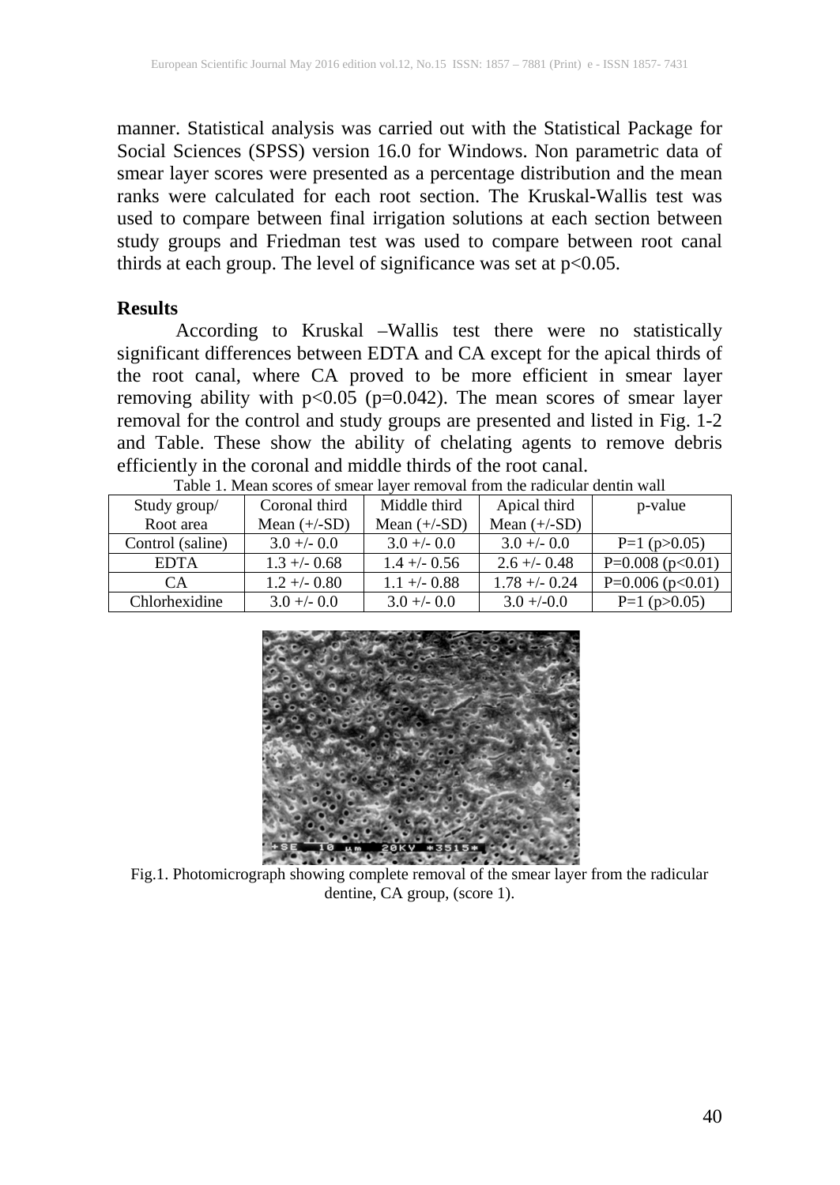manner. Statistical analysis was carried out with the Statistical Package for Social Sciences (SPSS) version 16.0 for Windows. Non parametric data of smear layer scores were presented as a percentage distribution and the mean ranks were calculated for each root section. The Kruskal-Wallis test was used to compare between final irrigation solutions at each section between study groups and Friedman test was used to compare between root canal thirds at each group. The level of significance was set at $p<0.05$.

## Results

According to Kruskal –Wallis test there were no statistically significant differences between EDTA and CA except for the apical thirds of the root canal, where CA proved to be more efficient in smear layer removing ability with $p<0.05$ ($p=0.042$). The mean scores of smear layer removal for the control and study groups are presented and listed in Fig. 1-2 and Table. These show the ability of chelating agents to remove debris efficiently in the coronal and middle thirds of the root canal.

Table 1. Mean scores of smear layer removal from the radicular dentin wall

| Study group/ Root area | Coronal third Mean (+/-SD) | Middle third Mean (+/-SD) | Apical third Mean (+/-SD) | p-value |
|---|---|---|---|---|
| Control (saline) | 3.0 +/- 0.0 | 3.0 +/- 0.0 | 3.0 +/- 0.0 | P=1 (p>0.05) |
| EDTA | 1.3 +/- 0.68 | 1.4 +/- 0.56 | 2.6 +/- 0.48 | P=0.008 (p<0.01) |
| CA | 1.2 +/- 0.80 | 1.1 +/- 0.88 | 1.78 +/- 0.24 | P=0.006 (p<0.01) |
| Chlorhexidine | 3.0 +/- 0.0 | 3.0 +/- 0.0 | 3.0 +/-0.0 | P=1 (p>0.05) |

Fig.1. Photomicrograph showing complete removal of the smear layer from the radicular dentine, CA group, (score 1).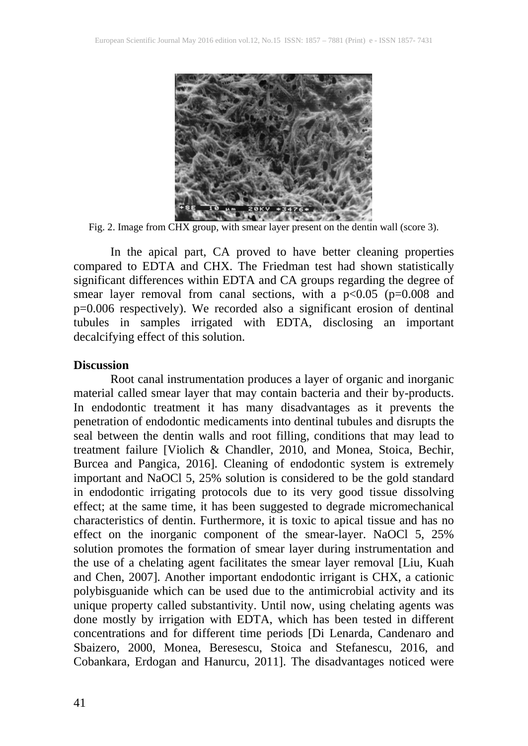Fig. 2. Image from CHX group, with smear layer present on the dentin wall (score 3).

In the apical part, CA proved to have better cleaning properties compared to EDTA and CHX. The Friedman test had shown statistically significant differences within EDTA and CA groups regarding the degree of smear layer removal from canal sections, with a $p<0.05$ ($p=0.008$ and $p=0.006$ respectively). We recorded also a significant erosion of dentinal tubules in samples irrigated with EDTA, disclosing an important decalcifying effect of this solution.

**Discussion**

Root canal instrumentation produces a layer of organic and inorganic material called smear layer that may contain bacteria and their by-products. In endodontic treatment it has many disadvantages as it prevents the penetration of endodontic medicaments into dentinal tubules and disrupts the seal between the dentin walls and root filling, conditions that may lead to treatment failure [Violich & Chandler, 2010, and Monea, Stoica, Bechir, Burcea and Pangica, 2016]. Cleaning of endodontic system is extremely important and NaOCl 5, 25% solution is considered to be the gold standard in endodontic irrigating protocols due to its very good tissue dissolving effect; at the same time, it has been suggested to degrade micromechanical characteristics of dentin. Furthermore, it is toxic to apical tissue and has no effect on the inorganic component of the smear-layer. NaOCl 5, 25% solution promotes the formation of smear layer during instrumentation and the use of a chelating agent facilitates the smear layer removal [Liu, Kuah and Chen, 2007]. Another important endodontic irrigant is CHX, a cationic polybisguanide which can be used due to the antimicrobial activity and its unique property called substantivity. Until now, using chelating agents was done mostly by irrigation with EDTA, which has been tested in different concentrations and for different time periods [Di Lenarda, Candenaro and Sbaizero, 2000, Monea, Beresescu, Stoica and Stefanescu, 2016, and Cobankara, Erdogan and Hanurcu, 2011]. The disadvantages noticed were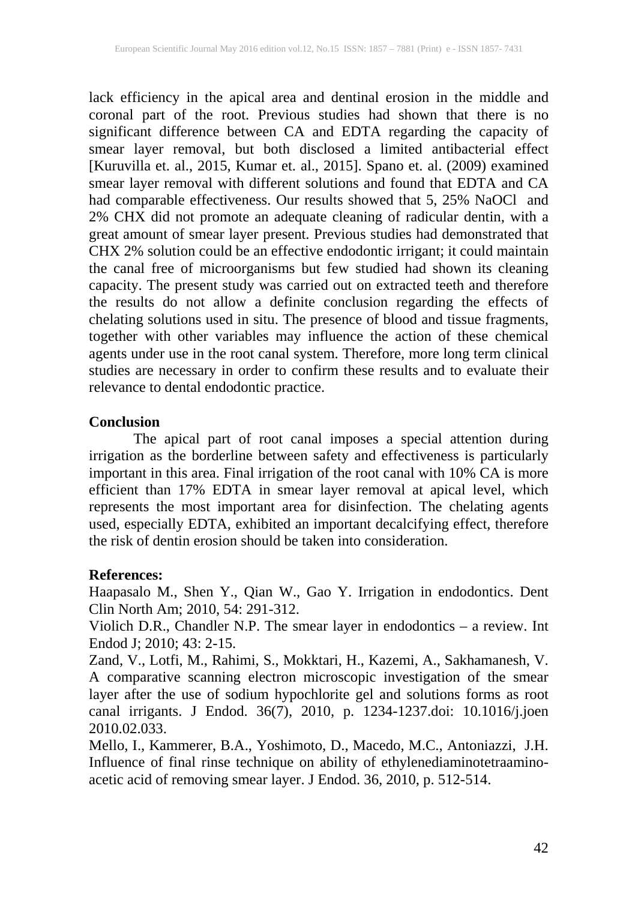lack efficiency in the apical area and dentinal erosion in the middle and coronal part of the root. Previous studies had shown that there is no significant difference between CA and EDTA regarding the capacity of smear layer removal, but both disclosed a limited antibacterial effect [Kuruvilla et. al., 2015, Kumar et. al., 2015]. Spano et. al. (2009) examined smear layer removal with different solutions and found that EDTA and CA had comparable effectiveness. Our results showed that 5, 25% NaOCl and 2% CHX did not promote an adequate cleaning of radicular dentin, with a great amount of smear layer present. Previous studies had demonstrated that CHX 2% solution could be an effective endodontic irrigant; it could maintain the canal free of microorganisms but few studied had shown its cleaning capacity. The present study was carried out on extracted teeth and therefore the results do not allow a definite conclusion regarding the effects of chelating solutions used in situ. The presence of blood and tissue fragments, together with other variables may influence the action of these chemical agents under use in the root canal system. Therefore, more long term clinical studies are necessary in order to confirm these results and to evaluate their relevance to dental endodontic practice.

## Conclusion

The apical part of root canal imposes a special attention during irrigation as the borderline between safety and effectiveness is particularly important in this area. Final irrigation of the root canal with 10% CA is more efficient than 17% EDTA in smear layer removal at apical level, which represents the most important area for disinfection. The chelating agents used, especially EDTA, exhibited an important decalcifying effect, therefore the risk of dentin erosion should be taken into consideration.

## References:

Haapasalo M., Shen Y., Qian W., Gao Y. Irrigation in endodontics. Dent Clin North Am; 2010, 54: 291-312.

Violich D.R., Chandler N.P. The smear layer in endodontics – a review. Int Endod J; 2010; 43: 2-15.

Zand, V., Lotfi, M., Rahimi, S., Mokktari, H., Kazemi, A., Sakhamanesh, V. A comparative scanning electron microscopic investigation of the smear layer after the use of sodium hypochlorite gel and solutions forms as root canal irrigants. J Endod. 36(7), 2010, p. 1234-1237.doi: 10.1016/j.joen 2010.02.033.

Mello, I., Kammerer, B.A., Yoshimoto, D., Macedo, M.C., Antoniazzi, J.H. Influence of final rinse technique on ability of ethylenediaminotetraamino-acetic acid of removing smear layer. J Endod. 36, 2010, p. 512-514.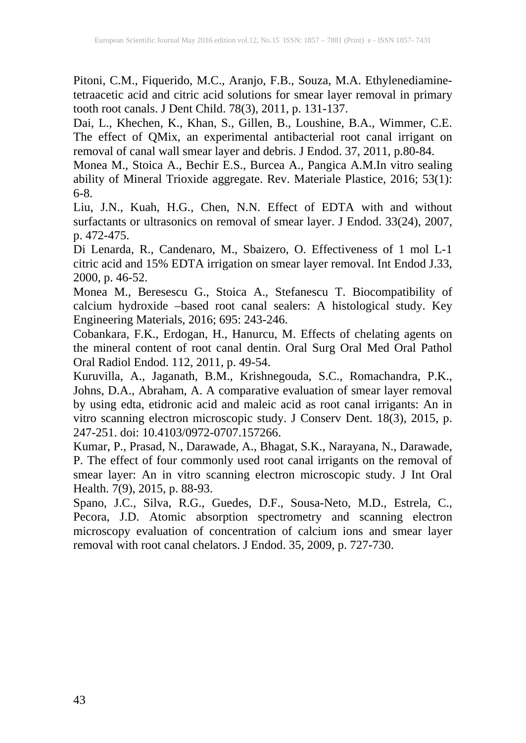Pitoni, C.M., Fiquerido, M.C., Aranjo, F.B., Souza, M.A. Ethylenediamine-tetraacetic acid and citric acid solutions for smear layer removal in primary tooth root canals. J Dent Child. 78(3), 2011, p. 131-137.

Dai, L., Khechen, K., Khan, S., Gillen, B., Loushine, B.A., Wimmer, C.E. The effect of QMix, an experimental antibacterial root canal irrigant on removal of canal wall smear layer and debris. J Endod. 37, 2011, p.80-84.

Monea M., Stoica A., Bechir E.S., Burcea A., Pangica A.M.In vitro sealing ability of Mineral Trioxide aggregate. Rev. Materiale Plastice, 2016; 53(1): 6-8.

Liu, J.N., Kuah, H.G., Chen, N.N. Effect of EDTA with and without surfactants or ultrasonics on removal of smear layer. J Endod. 33(24), 2007, p. 472-475.

Di Lenarda, R., Candenaro, M., Sbaizero, O. Effectiveness of 1 mol L-1 citric acid and 15% EDTA irrigation on smear layer removal. Int Endod J.33, 2000, p. 46-52.

Monea M., Beresescu G., Stoica A., Stefanescu T. Biocompatibility of calcium hydroxide –based root canal sealers: A histological study. Key Engineering Materials, 2016; 695: 243-246.

Cobankara, F.K., Erdogan, H., Hanurcu, M. Effects of chelating agents on the mineral content of root canal dentin. Oral Surg Oral Med Oral Pathol Oral Radiol Endod. 112, 2011, p. 49-54.

Kuruvilla, A., Jaganath, B.M., Krishnegouda, S.C., Romachandra, P.K., Johns, D.A., Abraham, A. A comparative evaluation of smear layer removal by using edta, etidronic acid and maleic acid as root canal irrigants: An in vitro scanning electron microscopic study. J Conserv Dent. 18(3), 2015, p. 247-251. doi: 10.4103/0972-0707.157266.

Kumar, P., Prasad, N., Darawade, A., Bhagat, S.K., Narayana, N., Darawade, P. The effect of four commonly used root canal irrigants on the removal of smear layer: An in vitro scanning electron microscopic study. J Int Oral Health. 7(9), 2015, p. 88-93.

Spano, J.C., Silva, R.G., Guedes, D.F., Sousa-Neto, M.D., Estrela, C., Pecora, J.D. Atomic absorption spectrometry and scanning electron microscopy evaluation of concentration of calcium ions and smear layer removal with root canal chelators. J Endod. 35, 2009, p. 727-730.